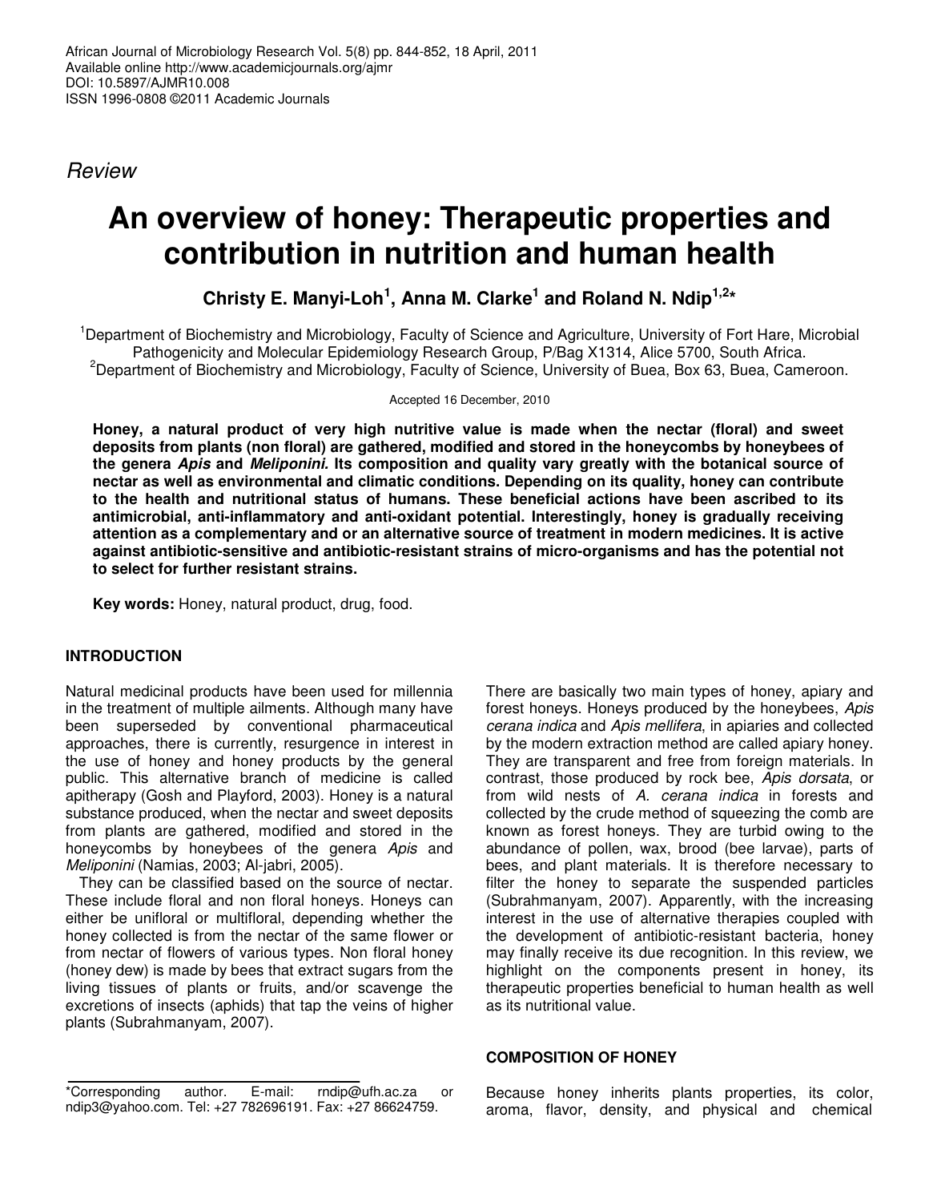African Journal of Microbiology Research Vol. 5(8) pp. 844-852, 18 April, 2011
Available online http://www.academicjournals.org/ajmr
DOI: 10.5897/AJMR10.008
ISSN 1996-0808 ©2011 Academic Journals

*Review*

# An overview of honey: Therapeutic properties and contribution in nutrition and human health

**Christy E. Manyi-Loh[1], Anna M. Clarke[1] and Roland N. Ndip[1,2]***

[1]Department of Biochemistry and Microbiology, Faculty of Science and Agriculture, University of Fort Hare, Microbial Pathogenicity and Molecular Epidemiology Research Group, P/Bag X1314, Alice 5700, South Africa.
[2]Department of Biochemistry and Microbiology, Faculty of Science, University of Buea, Box 63, Buea, Cameroon.

Accepted 16 December, 2010

**Honey, a natural product of very high nutritive value is made when the nectar (floral) and sweet deposits from plants (non floral) are gathered, modified and stored in the honeycombs by honeybees of the genera *Apis* and *Meliponini.* Its composition and quality vary greatly with the botanical source of nectar as well as environmental and climatic conditions. Depending on its quality, honey can contribute to the health and nutritional status of humans. These beneficial actions have been ascribed to its antimicrobial, anti-inflammatory and anti-oxidant potential. Interestingly, honey is gradually receiving attention as a complementary and or an alternative source of treatment in modern medicines. It is active against antibiotic-sensitive and antibiotic-resistant strains of micro-organisms and has the potential not to select for further resistant strains.**

**Key words:** Honey, natural product, drug, food.

## INTRODUCTION

Natural medicinal products have been used for millennia in the treatment of multiple ailments. Although many have been superseded by conventional pharmaceutical approaches, there is currently, resurgence in interest in the use of honey and honey products by the general public. This alternative branch of medicine is called apitherapy (Gosh and Playford, 2003). Honey is a natural substance produced, when the nectar and sweet deposits from plants are gathered, modified and stored in the honeycombs by honeybees of the genera *Apis* and *Meliponini* (Namias, 2003; Al-jabri, 2005).

They can be classified based on the source of nectar. These include floral and non floral honeys. Honeys can either be unifloral or multifloral, depending whether the honey collected is from the nectar of the same flower or from nectar of flowers of various types. Non floral honey (honey dew) is made by bees that extract sugars from the living tissues of plants or fruits, and/or scavenge the excretions of insects (aphids) that tap the veins of higher plants (Subrahmanyam, 2007).

There are basically two main types of honey, apiary and forest honeys. Honeys produced by the honeybees, *Apis cerana indica* and *Apis mellifera*, in apiaries and collected by the modern extraction method are called apiary honey. They are transparent and free from foreign materials. In contrast, those produced by rock bee, *Apis dorsata*, or from wild nests of *A. cerana indica* in forests and collected by the crude method of squeezing the comb are known as forest honeys. They are turbid owing to the abundance of pollen, wax, brood (bee larvae), parts of bees, and plant materials. It is therefore necessary to filter the honey to separate the suspended particles (Subrahmanyam, 2007). Apparently, with the increasing interest in the use of alternative therapies coupled with the development of antibiotic-resistant bacteria, honey may finally receive its due recognition. In this review, we highlight on the components present in honey, its therapeutic properties beneficial to human health as well as its nutritional value.

## COMPOSITION OF HONEY

Because honey inherits plants properties, its color, aroma, flavor, density, and physical and chemical

*Corresponding author. E-mail: rndip@ufh.ac.za or ndip3@yahoo.com. Tel: +27 782696191. Fax: +27 86624759.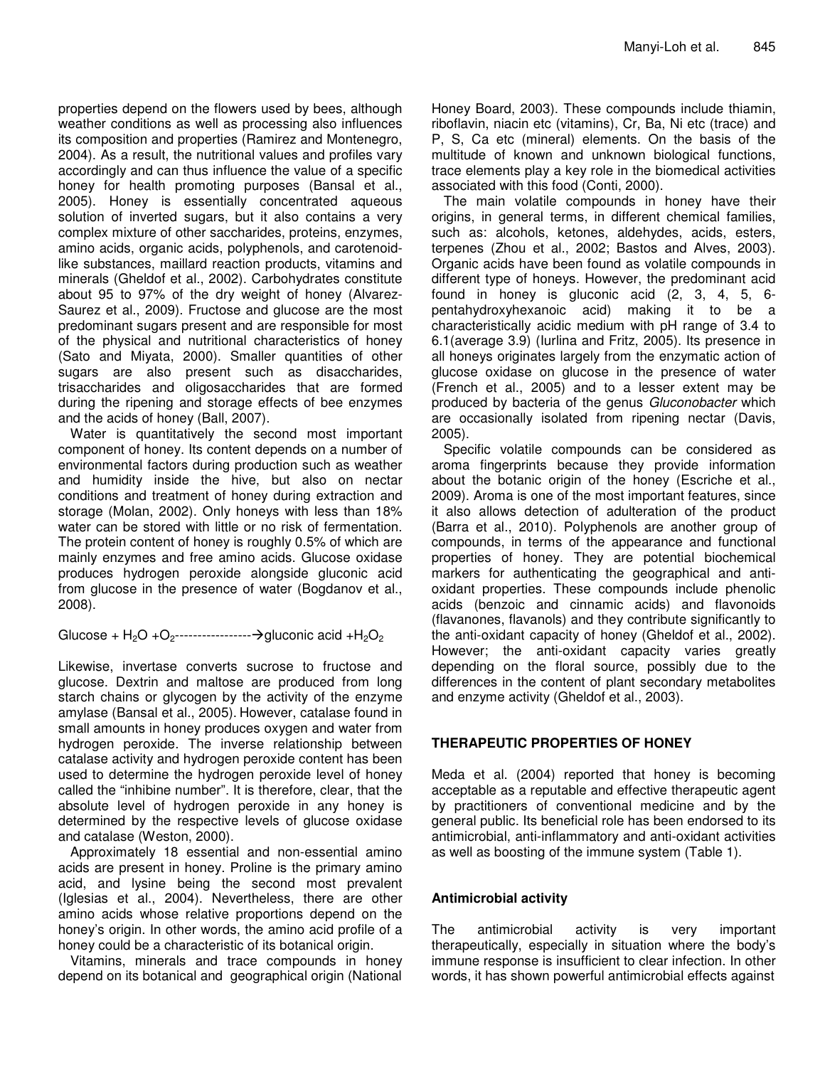properties depend on the flowers used by bees, although weather conditions as well as processing also influences its composition and properties (Ramirez and Montenegro, 2004). As a result, the nutritional values and profiles vary accordingly and can thus influence the value of a specific honey for health promoting purposes (Bansal et al., 2005). Honey is essentially concentrated aqueous solution of inverted sugars, but it also contains a very complex mixture of other saccharides, proteins, enzymes, amino acids, organic acids, polyphenols, and carotenoid-like substances, maillard reaction products, vitamins and minerals (Gheldof et al., 2002). Carbohydrates constitute about 95 to 97% of the dry weight of honey (Alvarez-Saurez et al., 2009). Fructose and glucose are the most predominant sugars present and are responsible for most of the physical and nutritional characteristics of honey (Sato and Miyata, 2000). Smaller quantities of other sugars are also present such as disaccharides, trisaccharides and oligosaccharides that are formed during the ripening and storage effects of bee enzymes and the acids of honey (Ball, 2007).

Water is quantitatively the second most important component of honey. Its content depends on a number of environmental factors during production such as weather and humidity inside the hive, but also on nectar conditions and treatment of honey during extraction and storage (Molan, 2002). Only honeys with less than 18% water can be stored with little or no risk of fermentation. The protein content of honey is roughly 0.5% of which are mainly enzymes and free amino acids. Glucose oxidase produces hydrogen peroxide alongside gluconic acid from glucose in the presence of water (Bogdanov et al., 2008).

$$\text{Glucose} + H_2O + O_2 \text{-----------------}\rightarrow \text{gluconic acid} + H_2O_2$$

Likewise, invertase converts sucrose to fructose and glucose. Dextrin and maltose are produced from long starch chains or glycogen by the activity of the enzyme amylase (Bansal et al., 2005). However, catalase found in small amounts in honey produces oxygen and water from hydrogen peroxide. The inverse relationship between catalase activity and hydrogen peroxide content has been used to determine the hydrogen peroxide level of honey called the "inhibine number". It is therefore, clear, that the absolute level of hydrogen peroxide in any honey is determined by the respective levels of glucose oxidase and catalase (Weston, 2000).

Approximately 18 essential and non-essential amino acids are present in honey. Proline is the primary amino acid, and lysine being the second most prevalent (Iglesias et al., 2004). Nevertheless, there are other amino acids whose relative proportions depend on the honey's origin. In other words, the amino acid profile of a honey could be a characteristic of its botanical origin.

Vitamins, minerals and trace compounds in honey depend on its botanical and geographical origin (National Honey Board, 2003). These compounds include thiamin, riboflavin, niacin etc (vitamins), Cr, Ba, Ni etc (trace) and P, S, Ca etc (mineral) elements. On the basis of the multitude of known and unknown biological functions, trace elements play a key role in the biomedical activities associated with this food (Conti, 2000).

The main volatile compounds in honey have their origins, in general terms, in different chemical families, such as: alcohols, ketones, aldehydes, acids, esters, terpenes (Zhou et al., 2002; Bastos and Alves, 2003). Organic acids have been found as volatile compounds in different type of honeys. However, the predominant acid found in honey is gluconic acid (2, 3, 4, 5, 6-pentahydroxyhexanoic acid) making it to be a characteristically acidic medium with pH range of 3.4 to 6.1(average 3.9) (Iurlina and Fritz, 2005). Its presence in all honeys originates largely from the enzymatic action of glucose oxidase on glucose in the presence of water (French et al., 2005) and to a lesser extent may be produced by bacteria of the genus *Gluconobacter* which are occasionally isolated from ripening nectar (Davis, 2005).

Specific volatile compounds can be considered as aroma fingerprints because they provide information about the botanic origin of the honey (Escriche et al., 2009). Aroma is one of the most important features, since it also allows detection of adulteration of the product (Barra et al., 2010). Polyphenols are another group of compounds, in terms of the appearance and functional properties of honey. They are potential biochemical markers for authenticating the geographical and anti-oxidant properties. These compounds include phenolic acids (benzoic and cinnamic acids) and flavonoids (flavanones, flavanols) and they contribute significantly to the anti-oxidant capacity of honey (Gheldof et al., 2002). However; the anti-oxidant capacity varies greatly depending on the floral source, possibly due to the differences in the content of plant secondary metabolites and enzyme activity (Gheldof et al., 2003).

## THERAPEUTIC PROPERTIES OF HONEY

Meda et al. (2004) reported that honey is becoming acceptable as a reputable and effective therapeutic agent by practitioners of conventional medicine and by the general public. Its beneficial role has been endorsed to its antimicrobial, anti-inflammatory and anti-oxidant activities as well as boosting of the immune system (Table 1).

### Antimicrobial activity

The antimicrobial activity is very important therapeutically, especially in situation where the body's immune response is insufficient to clear infection. In other words, it has shown powerful antimicrobial effects against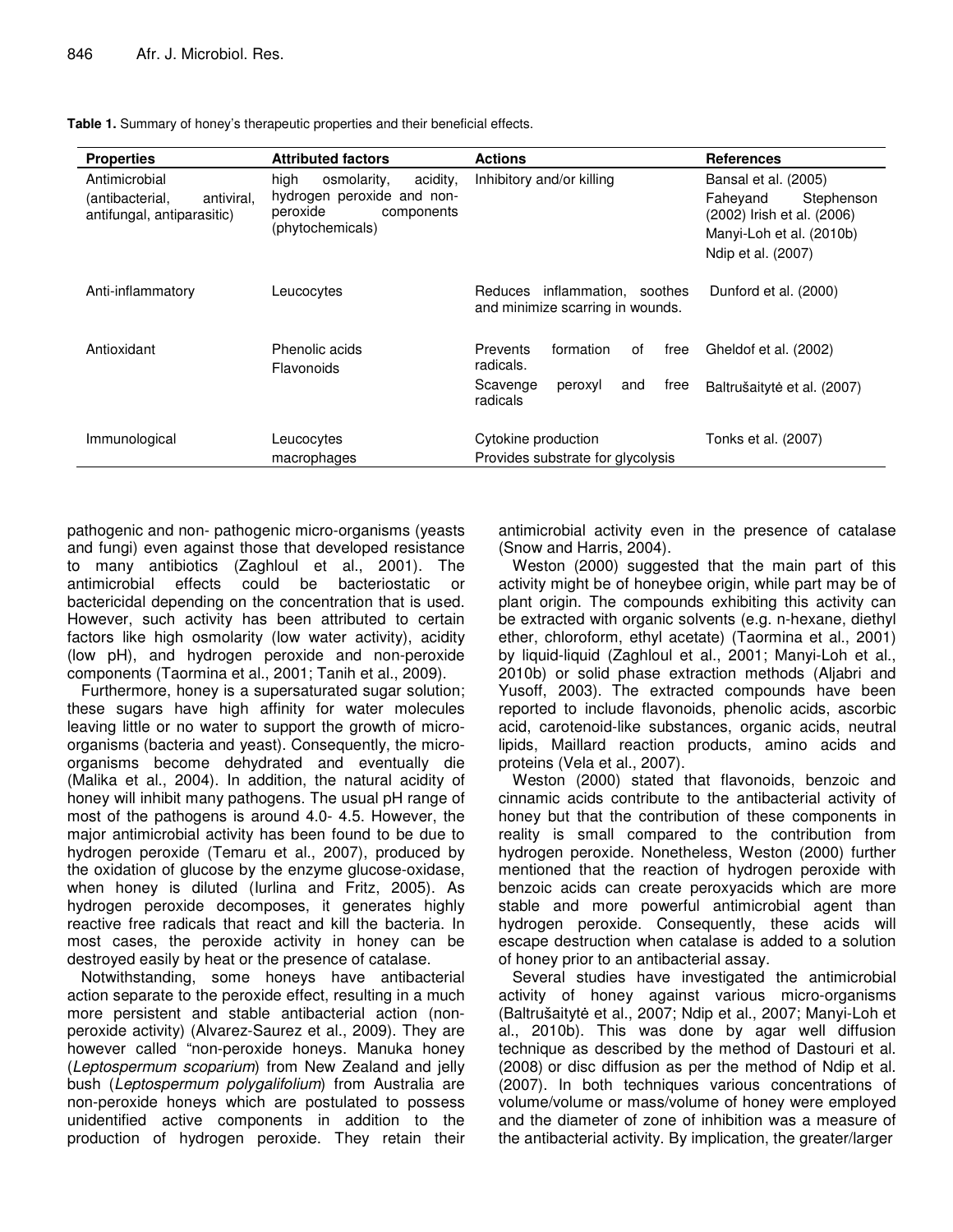**Table 1.** Summary of honey's therapeutic properties and their beneficial effects.

| Properties | Attributed factors | Actions | References |
|---|---|---|---|
| Antimicrobial (antibacterial, antiviral, antifungal, antiparasitic) | high osmolarity, acidity, hydrogen peroxide and non-peroxide components (phytochemicals) | Inhibitory and/or killing | Bansal et al. (2005) Faheyand Stephenson (2002) Irish et al. (2006) Manyi-Loh et al. (2010b) Ndip et al. (2007) |
| Anti-inflammatory | Leucocytes | Reduces inflammation, soothes and minimize scarring in wounds. | Dunford et al. (2000) |
| Antioxidant | Phenolic acids Flavonoids | Prevents formation of free radicals. Scavenge peroxyl and free radicals | Gheldof et al. (2002) Baltrušaitytė et al. (2007) |
| Immunological | Leucocytes macrophages | Cytokine production Provides substrate for glycolysis | Tonks et al. (2007) |

pathogenic and non- pathogenic micro-organisms (yeasts and fungi) even against those that developed resistance to many antibiotics (Zaghloul et al., 2001). The antimicrobial effects could be bacteriostatic or bactericidal depending on the concentration that is used. However, such activity has been attributed to certain factors like high osmolarity (low water activity), acidity (low pH), and hydrogen peroxide and non-peroxide components (Taormina et al., 2001; Tanih et al., 2009).

Furthermore, honey is a supersaturated sugar solution; these sugars have high affinity for water molecules leaving little or no water to support the growth of micro-organisms (bacteria and yeast). Consequently, the micro-organisms become dehydrated and eventually die (Malika et al., 2004). In addition, the natural acidity of honey will inhibit many pathogens. The usual pH range of most of the pathogens is around 4.0- 4.5. However, the major antimicrobial activity has been found to be due to hydrogen peroxide (Temaru et al., 2007), produced by the oxidation of glucose by the enzyme glucose-oxidase, when honey is diluted (Iurlina and Fritz, 2005). As hydrogen peroxide decomposes, it generates highly reactive free radicals that react and kill the bacteria. In most cases, the peroxide activity in honey can be destroyed easily by heat or the presence of catalase.

Notwithstanding, some honeys have antibacterial action separate to the peroxide effect, resulting in a much more persistent and stable antibacterial action (non-peroxide activity) (Alvarez-Saurez et al., 2009). They are however called "non-peroxide honeys. Manuka honey (*Leptospermum scoparium*) from New Zealand and jelly bush (*Leptospermum polygalifolium*) from Australia are non-peroxide honeys which are postulated to possess unidentified active components in addition to the production of hydrogen peroxide. They retain their antimicrobial activity even in the presence of catalase (Snow and Harris, 2004).

Weston (2000) suggested that the main part of this activity might be of honeybee origin, while part may be of plant origin. The compounds exhibiting this activity can be extracted with organic solvents (e.g. n-hexane, diethyl ether, chloroform, ethyl acetate) (Taormina et al., 2001) by liquid-liquid (Zaghloul et al., 2001; Manyi-Loh et al., 2010b) or solid phase extraction methods (Aljabri and Yusoff, 2003). The extracted compounds have been reported to include flavonoids, phenolic acids, ascorbic acid, carotenoid-like substances, organic acids, neutral lipids, Maillard reaction products, amino acids and proteins (Vela et al., 2007).

Weston (2000) stated that flavonoids, benzoic and cinnamic acids contribute to the antibacterial activity of honey but that the contribution of these components in reality is small compared to the contribution from hydrogen peroxide. Nonetheless, Weston (2000) further mentioned that the reaction of hydrogen peroxide with benzoic acids can create peroxyacids which are more stable and more powerful antimicrobial agent than hydrogen peroxide. Consequently, these acids will escape destruction when catalase is added to a solution of honey prior to an antibacterial assay.

Several studies have investigated the antimicrobial activity of honey against various micro-organisms (Baltrušaitytė et al., 2007; Ndip et al., 2007; Manyi-Loh et al., 2010b). This was done by agar well diffusion technique as described by the method of Dastouri et al. (2008) or disc diffusion as per the method of Ndip et al. (2007). In both techniques various concentrations of volume/volume or mass/volume of honey were employed and the diameter of zone of inhibition was a measure of the antibacterial activity. By implication, the greater/larger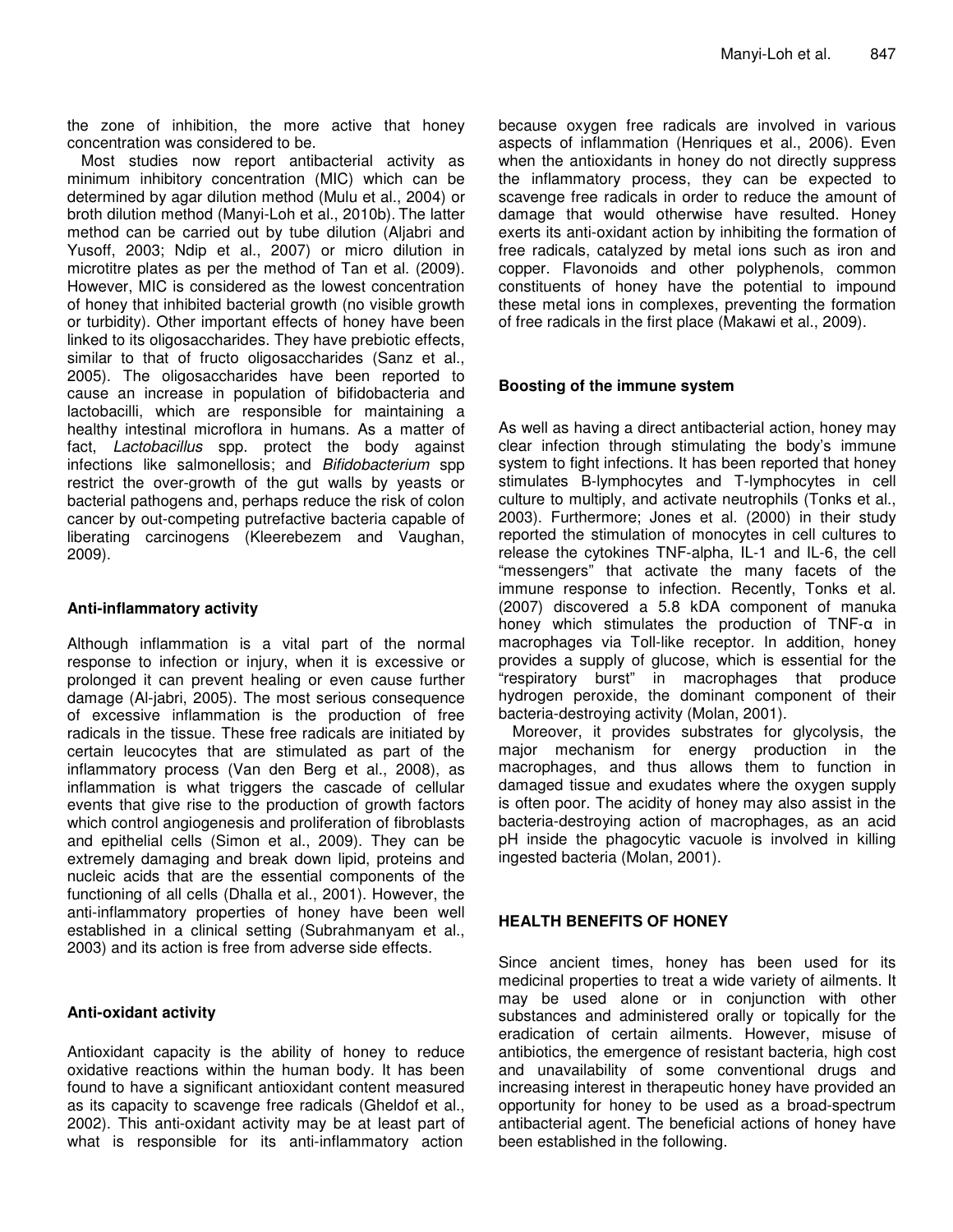the zone of inhibition, the more active that honey concentration was considered to be.

Most studies now report antibacterial activity as minimum inhibitory concentration (MIC) which can be determined by agar dilution method (Mulu et al., 2004) or broth dilution method (Manyi-Loh et al., 2010b). The latter method can be carried out by tube dilution (Aljabri and Yusoff, 2003; Ndip et al., 2007) or micro dilution in microtitre plates as per the method of Tan et al. (2009). However, MIC is considered as the lowest concentration of honey that inhibited bacterial growth (no visible growth or turbidity). Other important effects of honey have been linked to its oligosaccharides. They have prebiotic effects, similar to that of fructo oligosaccharides (Sanz et al., 2005). The oligosaccharides have been reported to cause an increase in population of bifidobacteria and lactobacilli, which are responsible for maintaining a healthy intestinal microflora in humans. As a matter of fact, *Lactobacillus* spp. protect the body against infections like salmonellosis; and *Bifidobacterium* spp restrict the over-growth of the gut walls by yeasts or bacterial pathogens and, perhaps reduce the risk of colon cancer by out-competing putrefactive bacteria capable of liberating carcinogens (Kleerebezem and Vaughan, 2009).

### Anti-inflammatory activity

Although inflammation is a vital part of the normal response to infection or injury, when it is excessive or prolonged it can prevent healing or even cause further damage (Al-jabri, 2005). The most serious consequence of excessive inflammation is the production of free radicals in the tissue. These free radicals are initiated by certain leucocytes that are stimulated as part of the inflammatory process (Van den Berg et al., 2008), as inflammation is what triggers the cascade of cellular events that give rise to the production of growth factors which control angiogenesis and proliferation of fibroblasts and epithelial cells (Simon et al., 2009). They can be extremely damaging and break down lipid, proteins and nucleic acids that are the essential components of the functioning of all cells (Dhalla et al., 2001). However, the anti-inflammatory properties of honey have been well established in a clinical setting (Subrahmanyam et al., 2003) and its action is free from adverse side effects.

### Anti-oxidant activity

Antioxidant capacity is the ability of honey to reduce oxidative reactions within the human body. It has been found to have a significant antioxidant content measured as its capacity to scavenge free radicals (Gheldof et al., 2002). This anti-oxidant activity may be at least part of what is responsible for its anti-inflammatory action because oxygen free radicals are involved in various aspects of inflammation (Henriques et al., 2006). Even when the antioxidants in honey do not directly suppress the inflammatory process, they can be expected to scavenge free radicals in order to reduce the amount of damage that would otherwise have resulted. Honey exerts its anti-oxidant action by inhibiting the formation of free radicals, catalyzed by metal ions such as iron and copper. Flavonoids and other polyphenols, common constituents of honey have the potential to impound these metal ions in complexes, preventing the formation of free radicals in the first place (Makawi et al., 2009).

### Boosting of the immune system

As well as having a direct antibacterial action, honey may clear infection through stimulating the body's immune system to fight infections. It has been reported that honey stimulates B-lymphocytes and T-lymphocytes in cell culture to multiply, and activate neutrophils (Tonks et al., 2003). Furthermore; Jones et al. (2000) in their study reported the stimulation of monocytes in cell cultures to release the cytokines TNF-alpha, IL-1 and IL-6, the cell "messengers" that activate the many facets of the immune response to infection. Recently, Tonks et al. (2007) discovered a 5.8 kDA component of manuka honey which stimulates the production of TNF-α in macrophages via Toll-like receptor. In addition, honey provides a supply of glucose, which is essential for the "respiratory burst" in macrophages that produce hydrogen peroxide, the dominant component of their bacteria-destroying activity (Molan, 2001).

Moreover, it provides substrates for glycolysis, the major mechanism for energy production in the macrophages, and thus allows them to function in damaged tissue and exudates where the oxygen supply is often poor. The acidity of honey may also assist in the bacteria-destroying action of macrophages, as an acid pH inside the phagocytic vacuole is involved in killing ingested bacteria (Molan, 2001).

## HEALTH BENEFITS OF HONEY

Since ancient times, honey has been used for its medicinal properties to treat a wide variety of ailments. It may be used alone or in conjunction with other substances and administered orally or topically for the eradication of certain ailments. However, misuse of antibiotics, the emergence of resistant bacteria, high cost and unavailability of some conventional drugs and increasing interest in therapeutic honey have provided an opportunity for honey to be used as a broad-spectrum antibacterial agent. The beneficial actions of honey have been established in the following.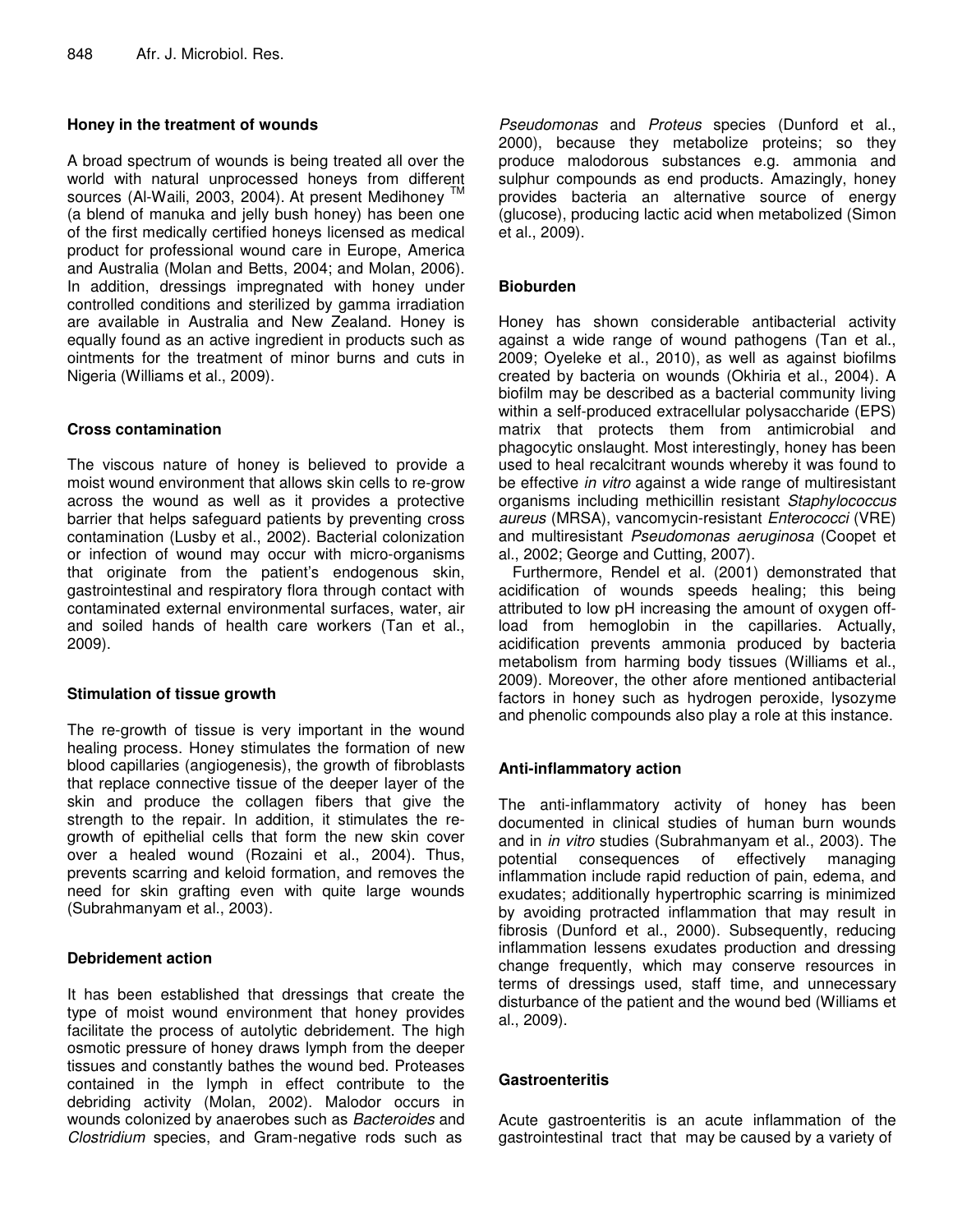## Honey in the treatment of wounds

A broad spectrum of wounds is being treated all over the world with natural unprocessed honeys from different sources (Al-Waili, 2003, 2004). At present Medihoney ™ (a blend of manuka and jelly bush honey) has been one of the first medically certified honeys licensed as medical product for professional wound care in Europe, America and Australia (Molan and Betts, 2004; and Molan, 2006). In addition, dressings impregnated with honey under controlled conditions and sterilized by gamma irradiation are available in Australia and New Zealand. Honey is equally found as an active ingredient in products such as ointments for the treatment of minor burns and cuts in Nigeria (Williams et al., 2009).

## Cross contamination

The viscous nature of honey is believed to provide a moist wound environment that allows skin cells to re-grow across the wound as well as it provides a protective barrier that helps safeguard patients by preventing cross contamination (Lusby et al., 2002). Bacterial colonization or infection of wound may occur with micro-organisms that originate from the patient's endogenous skin, gastrointestinal and respiratory flora through contact with contaminated external environmental surfaces, water, air and soiled hands of health care workers (Tan et al., 2009).

## Stimulation of tissue growth

The re-growth of tissue is very important in the wound healing process. Honey stimulates the formation of new blood capillaries (angiogenesis), the growth of fibroblasts that replace connective tissue of the deeper layer of the skin and produce the collagen fibers that give the strength to the repair. In addition, it stimulates the re-growth of epithelial cells that form the new skin cover over a healed wound (Rozaini et al., 2004). Thus, prevents scarring and keloid formation, and removes the need for skin grafting even with quite large wounds (Subrahmanyam et al., 2003).

## Debridement action

It has been established that dressings that create the type of moist wound environment that honey provides facilitate the process of autolytic debridement. The high osmotic pressure of honey draws lymph from the deeper tissues and constantly bathes the wound bed. Proteases contained in the lymph in effect contribute to the debriding activity (Molan, 2002). Malodor occurs in wounds colonized by anaerobes such as *Bacteroides* and *Clostridium* species, and Gram-negative rods such as *Pseudomonas* and *Proteus* species (Dunford et al., 2000), because they metabolize proteins; so they produce malodorous substances e.g. ammonia and sulphur compounds as end products. Amazingly, honey provides bacteria an alternative source of energy (glucose), producing lactic acid when metabolized (Simon et al., 2009).

## Bioburden

Honey has shown considerable antibacterial activity against a wide range of wound pathogens (Tan et al., 2009; Oyeleke et al., 2010), as well as against biofilms created by bacteria on wounds (Okhiria et al., 2004). A biofilm may be described as a bacterial community living within a self-produced extracellular polysaccharide (EPS) matrix that protects them from antimicrobial and phagocytic onslaught. Most interestingly, honey has been used to heal recalcitrant wounds whereby it was found to be effective *in vitro* against a wide range of multiresistant organisms including methicillin resistant *Staphylococcus aureus* (MRSA), vancomycin-resistant *Enterococci* (VRE) and multiresistant *Pseudomonas aeruginosa* (Coopet et al., 2002; George and Cutting, 2007).

Furthermore, Rendel et al. (2001) demonstrated that acidification of wounds speeds healing; this being attributed to low pH increasing the amount of oxygen off-load from hemoglobin in the capillaries. Actually, acidification prevents ammonia produced by bacteria metabolism from harming body tissues (Williams et al., 2009). Moreover, the other afore mentioned antibacterial factors in honey such as hydrogen peroxide, lysozyme and phenolic compounds also play a role at this instance.

## Anti-inflammatory action

The anti-inflammatory activity of honey has been documented in clinical studies of human burn wounds and in *in vitro* studies (Subrahmanyam et al., 2003). The potential consequences of effectively managing inflammation include rapid reduction of pain, edema, and exudates; additionally hypertrophic scarring is minimized by avoiding protracted inflammation that may result in fibrosis (Dunford et al., 2000). Subsequently, reducing inflammation lessens exudates production and dressing change frequently, which may conserve resources in terms of dressings used, staff time, and unnecessary disturbance of the patient and the wound bed (Williams et al., 2009).

## Gastroenteritis

Acute gastroenteritis is an acute inflammation of the gastrointestinal tract that may be caused by a variety of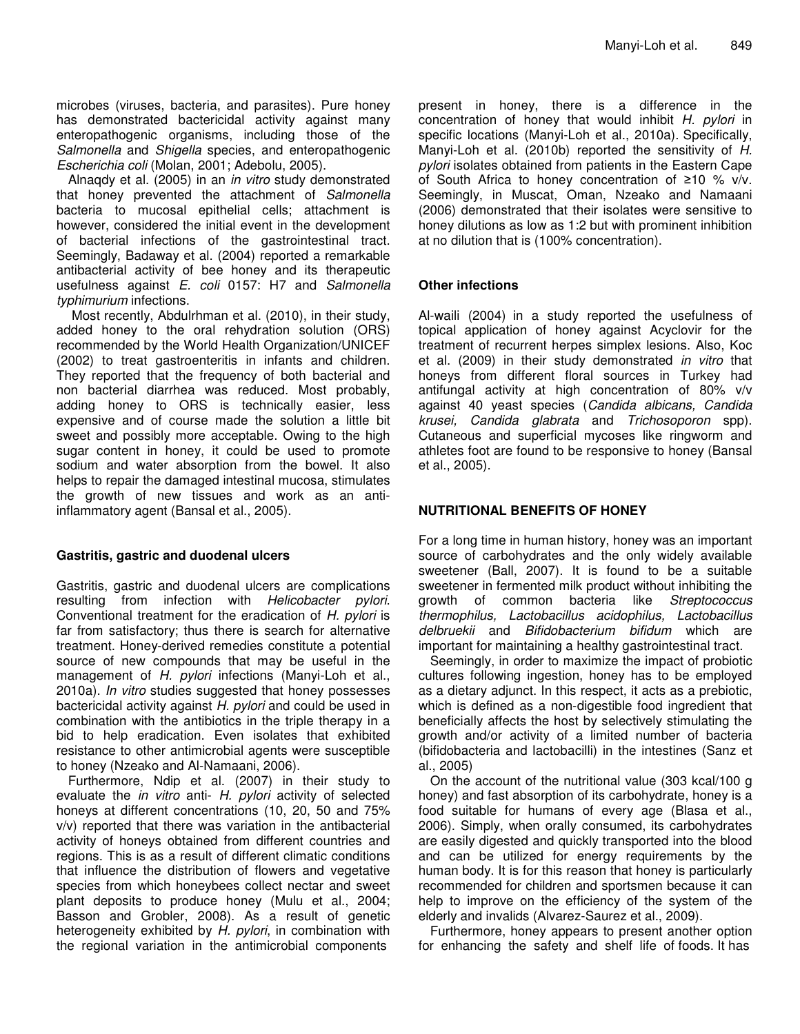microbes (viruses, bacteria, and parasites). Pure honey has demonstrated bactericidal activity against many enteropathogenic organisms, including those of the *Salmonella* and *Shigella* species, and enteropathogenic *Escherichia coli* (Molan, 2001; Adebolu, 2005).

Alnaqdy et al. (2005) in an *in vitro* study demonstrated that honey prevented the attachment of *Salmonella* bacteria to mucosal epithelial cells; attachment is however, considered the initial event in the development of bacterial infections of the gastrointestinal tract. Seemingly, Badaway et al. (2004) reported a remarkable antibacterial activity of bee honey and its therapeutic usefulness against *E. coli* 0157: H7 and *Salmonella typhimurium* infections.

Most recently, Abdulrhman et al. (2010), in their study, added honey to the oral rehydration solution (ORS) recommended by the World Health Organization/UNICEF (2002) to treat gastroenteritis in infants and children. They reported that the frequency of both bacterial and non bacterial diarrhea was reduced. Most probably, adding honey to ORS is technically easier, less expensive and of course made the solution a little bit sweet and possibly more acceptable. Owing to the high sugar content in honey, it could be used to promote sodium and water absorption from the bowel. It also helps to repair the damaged intestinal mucosa, stimulates the growth of new tissues and work as an anti-inflammatory agent (Bansal et al., 2005).

### Gastritis, gastric and duodenal ulcers

Gastritis, gastric and duodenal ulcers are complications resulting from infection with *Helicobacter pylori*. Conventional treatment for the eradication of *H. pylori* is far from satisfactory; thus there is search for alternative treatment. Honey-derived remedies constitute a potential source of new compounds that may be useful in the management of *H. pylori* infections (Manyi-Loh et al., 2010a). *In vitro* studies suggested that honey possesses bactericidal activity against *H. pylori* and could be used in combination with the antibiotics in the triple therapy in a bid to help eradication. Even isolates that exhibited resistance to other antimicrobial agents were susceptible to honey (Nzeako and Al-Namaani, 2006).

Furthermore, Ndip et al. (2007) in their study to evaluate the *in vitro* anti- *H. pylori* activity of selected honeys at different concentrations (10, 20, 50 and 75% v/v) reported that there was variation in the antibacterial activity of honeys obtained from different countries and regions. This is as a result of different climatic conditions that influence the distribution of flowers and vegetative species from which honeybees collect nectar and sweet plant deposits to produce honey (Mulu et al., 2004; Basson and Grobler, 2008). As a result of genetic heterogeneity exhibited by *H. pylori*, in combination with the regional variation in the antimicrobial components present in honey, there is a difference in the concentration of honey that would inhibit *H. pylori* in specific locations (Manyi-Loh et al., 2010a). Specifically, Manyi-Loh et al. (2010b) reported the sensitivity of *H. pylori* isolates obtained from patients in the Eastern Cape of South Africa to honey concentration of ≥10 % v/v. Seemingly, in Muscat, Oman, Nzeako and Namaani (2006) demonstrated that their isolates were sensitive to honey dilutions as low as 1:2 but with prominent inhibition at no dilution that is (100% concentration).

### Other infections

Al-waili (2004) in a study reported the usefulness of topical application of honey against Acyclovir for the treatment of recurrent herpes simplex lesions. Also, Koc et al. (2009) in their study demonstrated *in vitro* that honeys from different floral sources in Turkey had antifungal activity at high concentration of 80% v/v against 40 yeast species (*Candida albicans, Candida krusei, Candida glabrata* and *Trichosoporon* spp). Cutaneous and superficial mycoses like ringworm and athletes foot are found to be responsive to honey (Bansal et al., 2005).

## NUTRITIONAL BENEFITS OF HONEY

For a long time in human history, honey was an important source of carbohydrates and the only widely available sweetener (Ball, 2007). It is found to be a suitable sweetener in fermented milk product without inhibiting the growth of common bacteria like *Streptococcus thermophilus, Lactobacillus acidophilus, Lactobacillus delbruekii* and *Bifidobacterium bifidum* which are important for maintaining a healthy gastrointestinal tract.

Seemingly, in order to maximize the impact of probiotic cultures following ingestion, honey has to be employed as a dietary adjunct. In this respect, it acts as a prebiotic, which is defined as a non-digestible food ingredient that beneficially affects the host by selectively stimulating the growth and/or activity of a limited number of bacteria (bifidobacteria and lactobacilli) in the intestines (Sanz et al., 2005)

On the account of the nutritional value (303 kcal/100 g honey) and fast absorption of its carbohydrate, honey is a food suitable for humans of every age (Blasa et al., 2006). Simply, when orally consumed, its carbohydrates are easily digested and quickly transported into the blood and can be utilized for energy requirements by the human body. It is for this reason that honey is particularly recommended for children and sportsmen because it can help to improve on the efficiency of the system of the elderly and invalids (Alvarez-Saurez et al., 2009).

Furthermore, honey appears to present another option for enhancing the safety and shelf life of foods. It has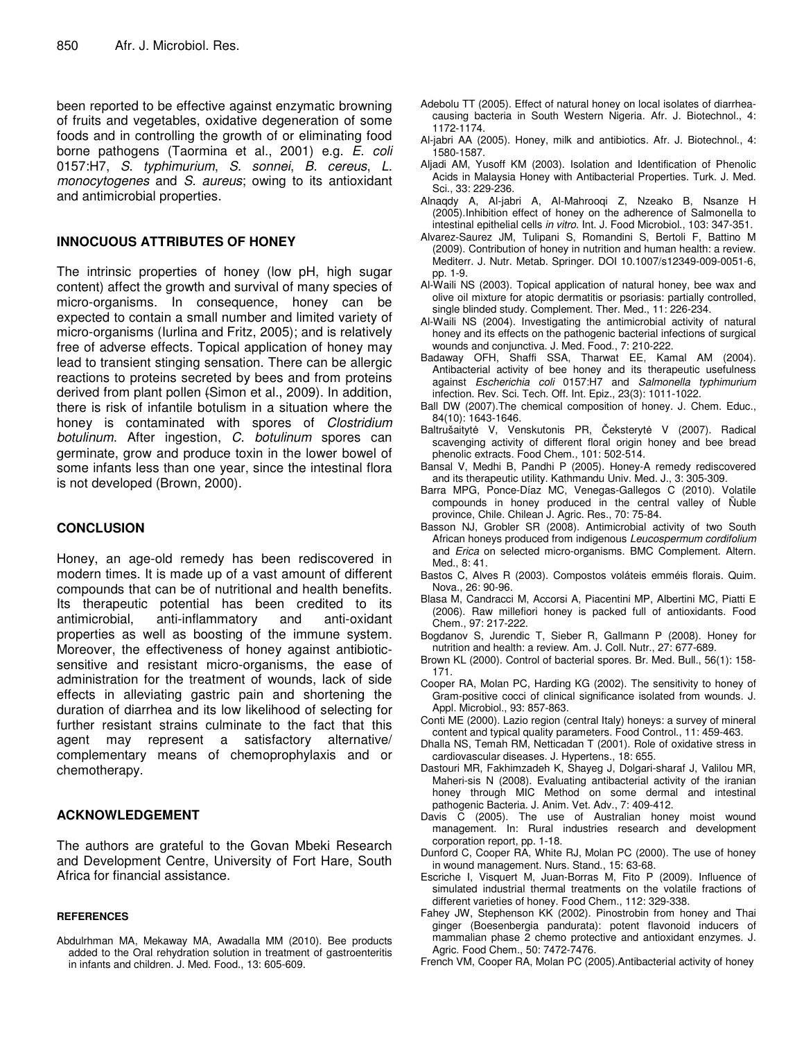been reported to be effective against enzymatic browning of fruits and vegetables, oxidative degeneration of some foods and in controlling the growth of or eliminating food borne pathogens (Taormina et al., 2001) e.g. *E. coli* 0157:H7, *S. typhimurium*, *S. sonnei*, *B. cereus*, *L. monocytogenes* and *S. aureus*; owing to its antioxidant and antimicrobial properties.

## INNOCUOUS ATTRIBUTES OF HONEY

The intrinsic properties of honey (low pH, high sugar content) affect the growth and survival of many species of micro-organisms. In consequence, honey can be expected to contain a small number and limited variety of micro-organisms (Iurlina and Fritz, 2005); and is relatively free of adverse effects. Topical application of honey may lead to transient stinging sensation. There can be allergic reactions to proteins secreted by bees and from proteins derived from plant pollen (Simon et al., 2009). In addition, there is risk of infantile botulism in a situation where the honey is contaminated with spores of *Clostridium botulinum*. After ingestion, *C. botulinum* spores can germinate, grow and produce toxin in the lower bowel of some infants less than one year, since the intestinal flora is not developed (Brown, 2000).

## CONCLUSION

Honey, an age-old remedy has been rediscovered in modern times. It is made up of a vast amount of different compounds that can be of nutritional and health benefits. Its therapeutic potential has been credited to its antimicrobial, anti-inflammatory and anti-oxidant properties as well as boosting of the immune system. Moreover, the effectiveness of honey against antibiotic-sensitive and resistant micro-organisms, the ease of administration for the treatment of wounds, lack of side effects in alleviating gastric pain and shortening the duration of diarrhea and its low likelihood of selecting for further resistant strains culminate to the fact that this agent may represent a satisfactory alternative/ complementary means of chemoprophylaxis and or chemotherapy.

## ACKNOWLEDGEMENT

The authors are grateful to the Govan Mbeki Research and Development Centre, University of Fort Hare, South Africa for financial assistance.

## REFERENCES

Abdulrhman MA, Mekaway MA, Awadalla MM (2010). Bee products added to the Oral rehydration solution in treatment of gastroenteritis in infants and children. J. Med. Food., 13: 605-609.

Adebolu TT (2005). Effect of natural honey on local isolates of diarrhea-causing bacteria in South Western Nigeria. Afr. J. Biotechnol., 4: 1172-1174.

Al-jabri AA (2005). Honey, milk and antibiotics. Afr. J. Biotechnol., 4: 1580-1587.

Aljadi AM, Yusoff KM (2003). Isolation and Identification of Phenolic Acids in Malaysia Honey with Antibacterial Properties. Turk. J. Med. Sci., 33: 229-236.

Alnaqdy A, Al-jabri A, Al-Mahrooqi Z, Nzeako B, Nsanze H (2005).Inhibition effect of honey on the adherence of Salmonella to intestinal epithelial cells *in vitro*. Int. J. Food Microbiol., 103: 347-351.

Alvarez-Saurez JM, Tulipani S, Romandini S, Bertoli F, Battino M (2009). Contribution of honey in nutrition and human health: a review. Mediterr. J. Nutr. Metab. Springer. DOI 10.1007/s12349-009-0051-6, pp. 1-9.

Al-Waili NS (2003). Topical application of natural honey, bee wax and olive oil mixture for atopic dermatitis or psoriasis: partially controlled, single blinded study. Complement. Ther. Med., 11: 226-234.

Al-Waili NS (2004). Investigating the antimicrobial activity of natural honey and its effects on the pathogenic bacterial infections of surgical wounds and conjunctiva. J. Med. Food., 7: 210-222.

Badaway OFH, Shaffi SSA, Tharwat EE, Kamal AM (2004). Antibacterial activity of bee honey and its therapeutic usefulness against *Escherichia coli* 0157:H7 and *Salmonella typhimurium* infection. Rev. Sci. Tech. Off. Int. Epiz., 23(3): 1011-1022.

Ball DW (2007).The chemical composition of honey. J. Chem. Educ., 84(10): 1643-1646.

Baltrušaitytė V, Venskutonis PR, Čeksterytė V (2007). Radical scavenging activity of different floral origin honey and bee bread phenolic extracts. Food Chem., 101: 502-514.

Bansal V, Medhi B, Pandhi P (2005). Honey-A remedy rediscovered and its therapeutic utility. Kathmandu Univ. Med. J., 3: 305-309.

Barra MPG, Ponce-Díaz MC, Venegas-Gallegos C (2010). Volatile compounds in honey produced in the central valley of Ñuble province, Chile. Chilean J. Agric. Res., 70: 75-84.

Basson NJ, Grobler SR (2008). Antimicrobial activity of two South African honeys produced from indigenous *Leucospermum cordifolium* and *Erica* on selected micro-organisms. BMC Complement. Altern. Med., 8: 41.

Bastos C, Alves R (2003). Compostos voláteis emméis florais. Quim. Nova., 26: 90-96.

Blasa M, Candracci M, Accorsi A, Piacentini MP, Albertini MC, Piatti E (2006). Raw millefiori honey is packed full of antioxidants. Food Chem., 97: 217-222.

Bogdanov S, Jurendic T, Sieber R, Gallmann P (2008). Honey for nutrition and health: a review. Am. J. Coll. Nutr., 27: 677-689.

Brown KL (2000). Control of bacterial spores. Br. Med. Bull., 56(1): 158-171.

Cooper RA, Molan PC, Harding KG (2002). The sensitivity to honey of Gram-positive cocci of clinical significance isolated from wounds. J. Appl. Microbiol., 93: 857-863.

Conti ME (2000). Lazio region (central Italy) honeys: a survey of mineral content and typical quality parameters. Food Control., 11: 459-463.

Dhalla NS, Temah RM, Netticadan T (2001). Role of oxidative stress in cardiovascular diseases. J. Hypertens., 18: 655.

Dastouri MR, Fakhimzadeh K, Shayeg J, Dolgari-sharaf J, Valilou MR, Maheri-sis N (2008). Evaluating antibacterial activity of the iranian honey through MIC Method on some dermal and intestinal pathogenic Bacteria. J. Anim. Vet. Adv., 7: 409-412.

Davis C (2005). The use of Australian honey moist wound management. In: Rural industries research and development corporation report, pp. 1-18.

Dunford C, Cooper RA, White RJ, Molan PC (2000). The use of honey in wound management. Nurs. Stand., 15: 63-68.

Escriche I, Visquert M, Juan-Borras M, Fito P (2009). Influence of simulated industrial thermal treatments on the volatile fractions of different varieties of honey. Food Chem., 112: 329-338.

Fahey JW, Stephenson KK (2002). Pinostrobin from honey and Thai ginger (Boesenbergia pandurata): potent flavonoid inducers of mammalian phase 2 chemo protective and antioxidant enzymes. J. Agric. Food Chem., 50: 7472-7476.

French VM, Cooper RA, Molan PC (2005).Antibacterial activity of honey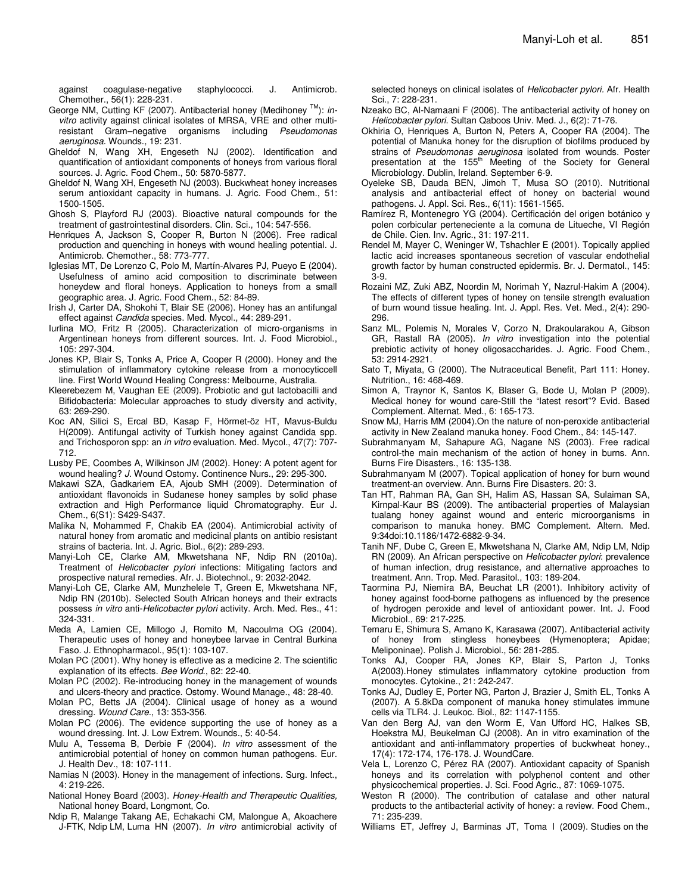against coagulase-negative staphylococci. J. Antimicrob. Chemother., 56(1): 228-231.

George NM, Cutting KF (2007). Antibacterial honey (Medihoney ™): *in-vitro* activity against clinical isolates of MRSA, VRE and other multi-resistant Gram–negative organisms including *Pseudomonas aeruginosa*. Wounds., 19: 231.

Gheldof N, Wang XH, Engeseth NJ (2002). Identification and quantification of antioxidant components of honeys from various floral sources. J. Agric. Food Chem., 50: 5870-5877.

Gheldof N, Wang XH, Engeseth NJ (2003). Buckwheat honey increases serum antioxidant capacity in humans. J. Agric. Food Chem., 51: 1500-1505.

Ghosh S, Playford RJ (2003). Bioactive natural compounds for the treatment of gastrointestinal disorders. Clin. Sci., 104: 547-556.

Henriques A, Jackson S, Cooper R, Burton N (2006). Free radical production and quenching in honeys with wound healing potential. J. Antimicrob. Chemother., 58: 773-777.

Iglesias MT, De Lorenzo C, Polo M, Martín-Alvares PJ, Pueyo E (2004). Usefulness of amino acid composition to discriminate between honeydew and floral honeys. Application to honeys from a small geographic area. J. Agric. Food Chem., 52: 84-89.

Irish J, Carter DA, Shokohi T, Blair SE (2006). Honey has an antifungal effect against *Candida* species. Med. Mycol., 44: 289-291.

Iurlina MO, Fritz R (2005). Characterization of micro-organisms in Argentinean honeys from different sources. Int. J. Food Microbiol., 105: 297-304.

Jones KP, Blair S, Tonks A, Price A, Cooper R (2000). Honey and the stimulation of inflammatory cytokine release from a monocyticcell line. First World Wound Healing Congress: Melbourne, Australia.

Kleerebezem M, Vaughan EE (2009). Probiotic and gut lactobacilli and Bifidobacteria: Molecular approaches to study diversity and activity, 63: 269-290.

Koc AN, Silici S, Ercal BD, Kasap F, Hörmet-öz HT, Mavus-Buldu H(2009). Antifungal activity of Turkish honey against Candida spp. and Trichosporon spp: an *in vitro* evaluation. Med. Mycol., 47(7): 707-712.

Lusby PE, Coombes A, Wilkinson JM (2002). Honey: A potent agent for wound healing? *J.* Wound Ostomy. Continence Nurs., 29: 295-300.

Makawi SZA, Gadkariem EA, Ajoub SMH (2009). Determination of antioxidant flavonoids in Sudanese honey samples by solid phase extraction and High Performance liquid Chromatography. Eur J. Chem., 6(S1): S429-S437.

Malika N, Mohammed F, Chakib EA (2004). Antimicrobial activity of natural honey from aromatic and medicinal plants on antibio resistant strains of bacteria. Int. J. Agric. Biol., 6(2): 289-293.

Manyi-Loh CE, Clarke AM, Mkwetshana NF, Ndip RN (2010a). Treatment of *Helicobacter pylori* infections: Mitigating factors and prospective natural remedies. Afr. J. Biotechnol., 9: 2032-2042.

Manyi-Loh CE, Clarke AM, Munzhelele T, Green E, Mkwetshana NF, Ndip RN (2010b). Selected South African honeys and their extracts possess *in vitro* anti-*Helicobacter pylori* activity. Arch. Med. Res., 41: 324-331.

Meda A, Lamien CE, Millogo J, Romito M, Nacoulma OG (2004). Therapeutic uses of honey and honeybee larvae in Central Burkina Faso. J. Ethnopharmacol., 95(1): 103-107.

Molan PC (2001). Why honey is effective as a medicine 2. The scientific explanation of its effects. *Bee World*., 82: 22-40.

Molan PC (2002). Re-introducing honey in the management of wounds and ulcers-theory and practice. Ostomy. Wound Manage., 48: 28-40.

Molan PC, Betts JA (2004). Clinical usage of honey as a wound dressing. *Wound Care*., 13: 353-356.

Molan PC (2006). The evidence supporting the use of honey as a wound dressing. Int. J. Low Extrem. Wounds., 5: 40-54.

Mulu A, Tessema B, Derbie F (2004). *In vitro* assessment of the antimicrobial potential of honey on common human pathogens. Eur. J. Health Dev., 18: 107-111.

Namias N (2003). Honey in the management of infections. Surg. Infect., 4: 219-226.

National Honey Board (2003). *Honey-Health and Therapeutic Qualities,* National honey Board, Longmont, Co.

Ndip R, Malange Takang AE, Echakachi CM, Malongue A, Akoachere J-FTK, Ndip LM, Luma HN (2007). *In vitro* antimicrobial activity of selected honeys on clinical isolates of *Helicobacter pylori*. Afr. Health Sci., 7: 228-231.

Nzeako BC, Al-Namaani F (2006). The antibacterial activity of honey on *Helicobacter pylori*. Sultan Qaboos Univ. Med. J., 6(2): 71-76.

Okhiria O, Henriques A, Burton N, Peters A, Cooper RA (2004). The potential of Manuka honey for the disruption of biofilms produced by strains of *Pseudomonas aeruginosa* isolated from wounds. Poster presentation at the 155th Meeting of the Society for General Microbiology. Dublin, Ireland. September 6-9.

Oyeleke SB, Dauda BEN, Jimoh T, Musa SO (2010). Nutritional analysis and antibacterial effect of honey on bacterial wound pathogens. J. Appl. Sci. Res., 6(11): 1561-1565.

Ramírez R, Montenegro YG (2004). Certificación del origen botánico y polen corbicular perteneciente a la comuna de Litueche, VI Región de Chile. Cien. Inv. Agric., 31: 197-211.

Rendel M, Mayer C, Weninger W, Tshachler E (2001). Topically applied lactic acid increases spontaneous secretion of vascular endothelial growth factor by human constructed epidermis. Br. J. Dermatol., 145: 3-9.

Rozaini MZ, Zuki ABZ, Noordin M, Norimah Y, Nazrul-Hakim A (2004). The effects of different types of honey on tensile strength evaluation of burn wound tissue healing. Int. J. Appl. Res. Vet. Med., 2(4): 290-296.

Sanz ML, Polemis N, Morales V, Corzo N, Drakoularakou A, Gibson GR, Rastall RA (2005). *In vitro* investigation into the potential prebiotic activity of honey oligosaccharides. J. Agric. Food Chem., 53: 2914-2921.

Sato T, Miyata, G (2000). The Nutraceutical Benefit, Part 111: Honey. Nutrition., 16: 468-469.

Simon A, Traynor K, Santos K, Blaser G, Bode U, Molan P (2009). Medical honey for wound care-Still the "latest resort"? Evid. Based Complement. Alternat. Med., 6: 165-173.

Snow MJ, Harris MM (2004).On the nature of non-peroxide antibacterial activity in New Zealand manuka honey. Food Chem., 84: 145-147.

Subrahmanyam M, Sahapure AG, Nagane NS (2003). Free radical control-the main mechanism of the action of honey in burns. Ann. Burns Fire Disasters., 16: 135-138.

Subrahmanyam M (2007). Topical application of honey for burn wound treatment-an overview. Ann. Burns Fire Disasters. 20: 3.

Tan HT, Rahman RA, Gan SH, Halim AS, Hassan SA, Sulaiman SA, Kirnpal-Kaur BS (2009). The antibacterial properties of Malaysian tualang honey against wound and enteric microorganisms in comparison to manuka honey. BMC Complement. Altern. Med. 9:34doi:10.1186/1472-6882-9-34.

Tanih NF, Dube C, Green E, Mkwetshana N, Clarke AM, Ndip LM, Ndip RN (2009). An African perspective on *Helicobacter pylori*: prevalence of human infection, drug resistance, and alternative approaches to treatment. Ann. Trop. Med. Parasitol., 103: 189-204.

Taormina PJ, Niemira BA, Beuchat LR (2001). Inhibitory activity of honey against food-borne pathogens as influenced by the presence of hydrogen peroxide and level of antioxidant power. Int. J. Food Microbiol., 69: 217-225.

Temaru E, Shimura S, Amano K, Karasawa (2007). Antibacterial activity of honey from stingless honeybees (Hymenoptera; Apidae; Meliponinae). Polish J. Microbiol., 56: 281-285.

Tonks AJ, Cooper RA, Jones KP, Blair S, Parton J, Tonks A(2003).Honey stimulates inflammatory cytokine production from monocytes. Cytokine., 21: 242-247.

Tonks AJ, Dudley E, Porter NG, Parton J, Brazier J, Smith EL, Tonks A (2007). A 5.8kDa component of manuka honey stimulates immune cells via TLR4. J. Leukoc. Biol., 82: 1147-1155.

Van den Berg AJ, van den Worm E, Van Ufford HC, Halkes SB, Hoekstra MJ, Beukelman CJ (2008). An in vitro examination of the antioxidant and anti-inflammatory properties of buckwheat honey., 17(4): 172-174, 176-178. J. WoundCare.

Vela L, Lorenzo C, Pérez RA (2007). Antioxidant capacity of Spanish honeys and its correlation with polyphenol content and other physicochemical properties. J. Sci. Food Agric., 87: 1069-1075.

Weston R (2000). The contribution of catalase and other natural products to the antibacterial activity of honey: a review. Food Chem., 71: 235-239.

Williams ET, Jeffrey J, Barminas JT, Toma I (2009). Studies on the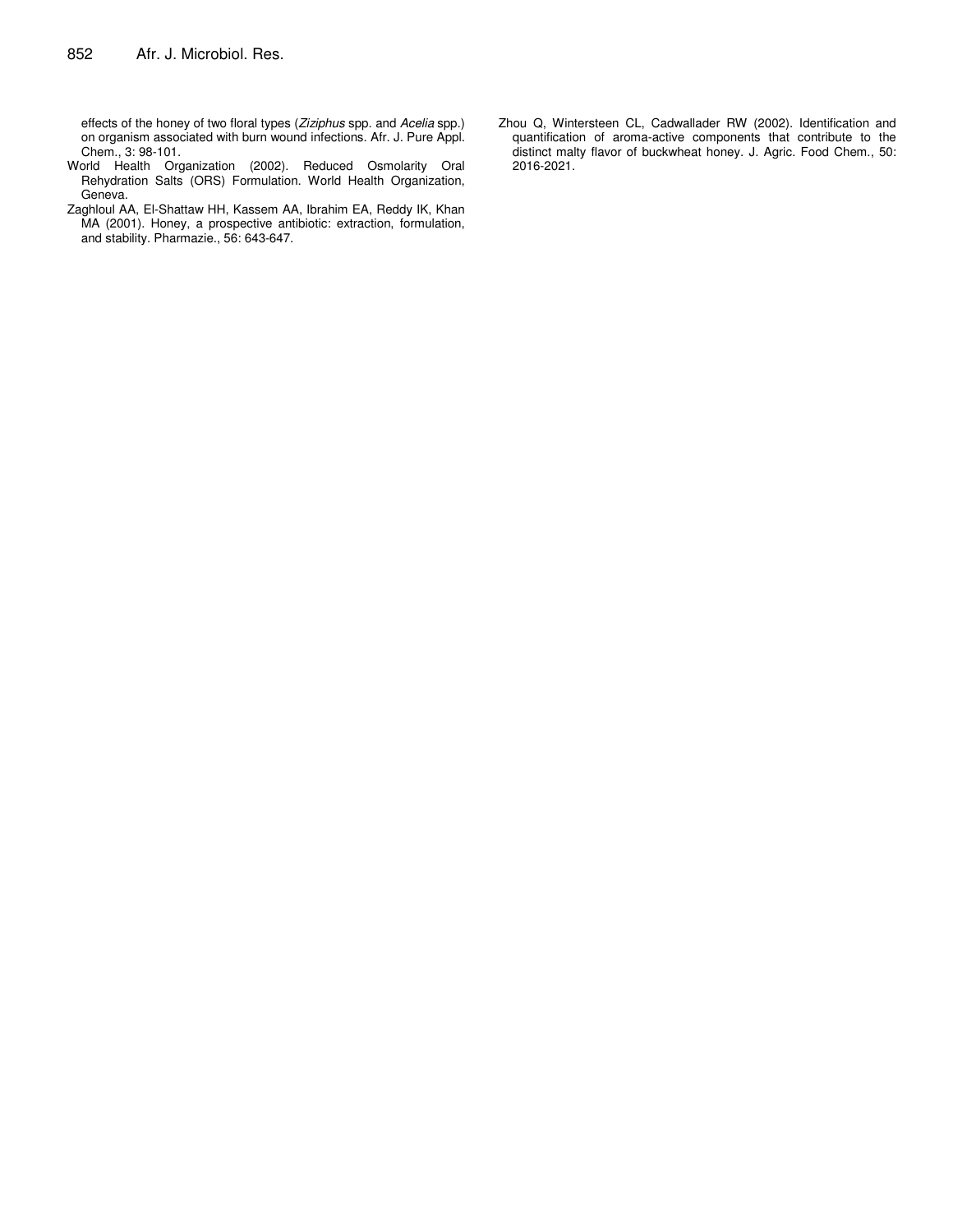effects of the honey of two floral types (*Ziziphus* spp. and *Acelia* spp.) on organism associated with burn wound infections. Afr. J. Pure Appl. Chem., 3: 98-101.

World Health Organization (2002). Reduced Osmolarity Oral Rehydration Salts (ORS) Formulation. World Health Organization, Geneva.

Zaghloul AA, El-Shattaw HH, Kassem AA, Ibrahim EA, Reddy IK, Khan MA (2001). Honey, a prospective antibiotic: extraction, formulation, and stability. Pharmazie., 56: 643-647.

Zhou Q, Wintersteen CL, Cadwallader RW (2002). Identification and quantification of aroma-active components that contribute to the distinct malty flavor of buckwheat honey. J. Agric. Food Chem., 50: 2016-2021.